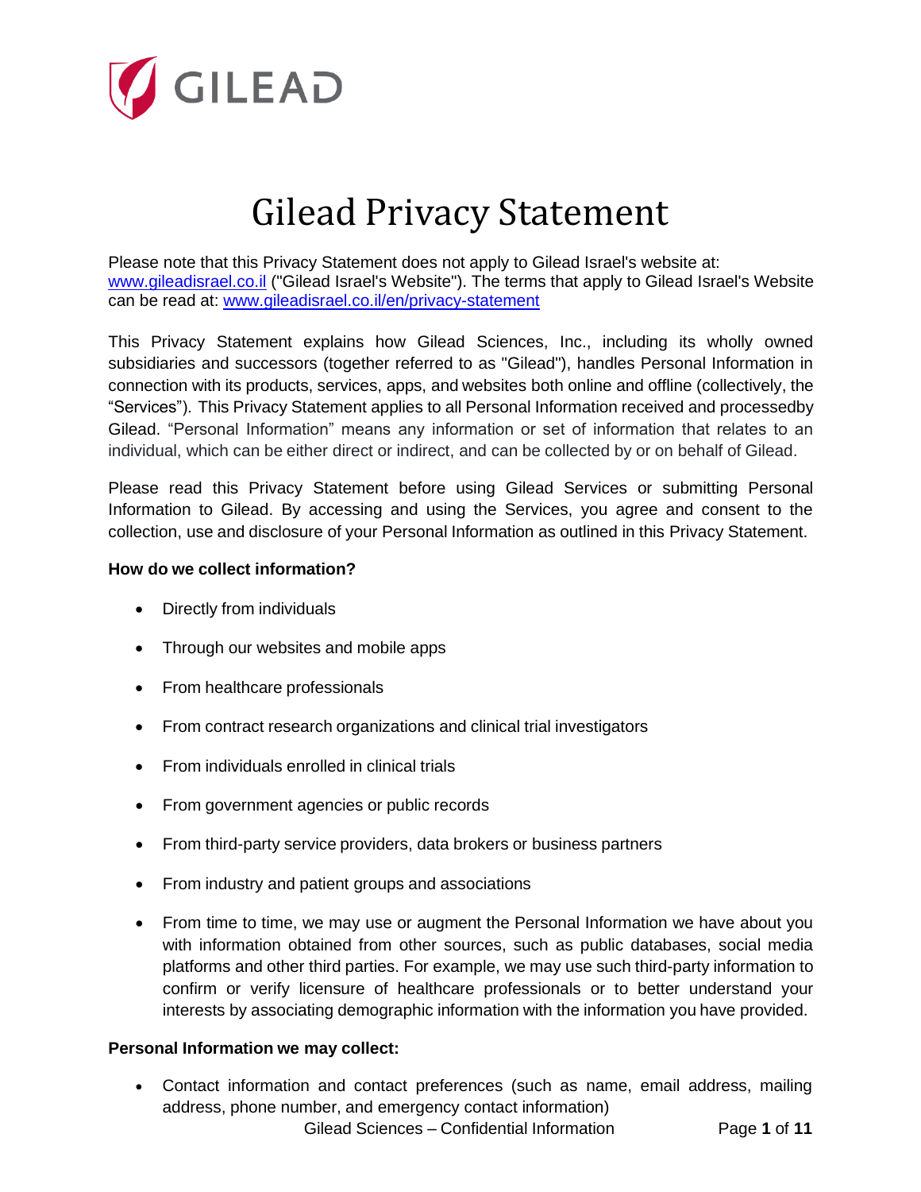# Gilead Privacy Statement

Please note that this Privacy Statement does not apply to Gilead Israel's website at: [www.gileadisrael.co.il](http://www.gileadisrael.co.il) ("Gilead Israel's Website"). The terms that apply to Gilead Israel's Website can be read at: [www.gileadisrael.co.il/en/privacy-statement](http://www.gileadisrael.co.il/en/privacy-statement)

This Privacy Statement explains how Gilead Sciences, Inc., including its wholly owned subsidiaries and successors (together referred to as "Gilead"), handles Personal Information in connection with its products, services, apps, and websites both online and offline (collectively, the "Services"). This Privacy Statement applies to all Personal Information received and processedby Gilead. "Personal Information" means any information or set of information that relates to an individual, which can be either direct or indirect, and can be collected by or on behalf of Gilead.

Please read this Privacy Statement before using Gilead Services or submitting Personal Information to Gilead. By accessing and using the Services, you agree and consent to the collection, use and disclosure of your Personal Information as outlined in this Privacy Statement.

**How do we collect information?**

- Directly from individuals
- Through our websites and mobile apps
- From healthcare professionals
- From contract research organizations and clinical trial investigators
- From individuals enrolled in clinical trials
- From government agencies or public records
- From third-party service providers, data brokers or business partners
- From industry and patient groups and associations
- From time to time, we may use or augment the Personal Information we have about you with information obtained from other sources, such as public databases, social media platforms and other third parties. For example, we may use such third-party information to confirm or verify licensure of healthcare professionals or to better understand your interests by associating demographic information with the information you have provided.

**Personal Information we may collect:**

- Contact information and contact preferences (such as name, email address, mailing address, phone number, and emergency contact information)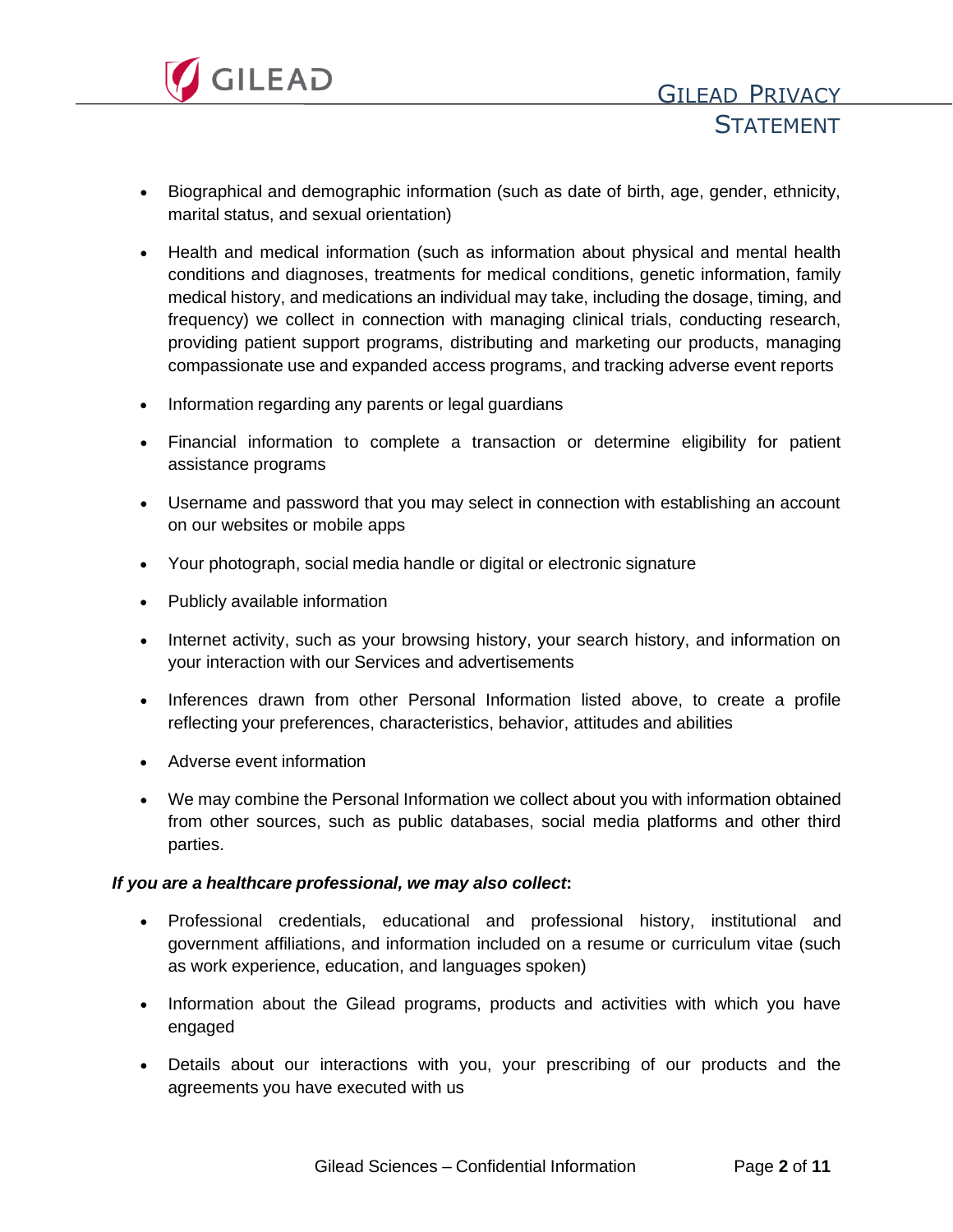- Biographical and demographic information (such as date of birth, age, gender, ethnicity, marital status, and sexual orientation)
- Health and medical information (such as information about physical and mental health conditions and diagnoses, treatments for medical conditions, genetic information, family medical history, and medications an individual may take, including the dosage, timing, and frequency) we collect in connection with managing clinical trials, conducting research, providing patient support programs, distributing and marketing our products, managing compassionate use and expanded access programs, and tracking adverse event reports
- Information regarding any parents or legal guardians
- Financial information to complete a transaction or determine eligibility for patient assistance programs
- Username and password that you may select in connection with establishing an account on our websites or mobile apps
- Your photograph, social media handle or digital or electronic signature
- Publicly available information
- Internet activity, such as your browsing history, your search history, and information on your interaction with our Services and advertisements
- Inferences drawn from other Personal Information listed above, to create a profile reflecting your preferences, characteristics, behavior, attitudes and abilities
- Adverse event information
- We may combine the Personal Information we collect about you with information obtained from other sources, such as public databases, social media platforms and other third parties.

***If you are a healthcare professional, we may also collect*:**

- Professional credentials, educational and professional history, institutional and government affiliations, and information included on a resume or curriculum vitae (such as work experience, education, and languages spoken)
- Information about the Gilead programs, products and activities with which you have engaged
- Details about our interactions with you, your prescribing of our products and the agreements you have executed with us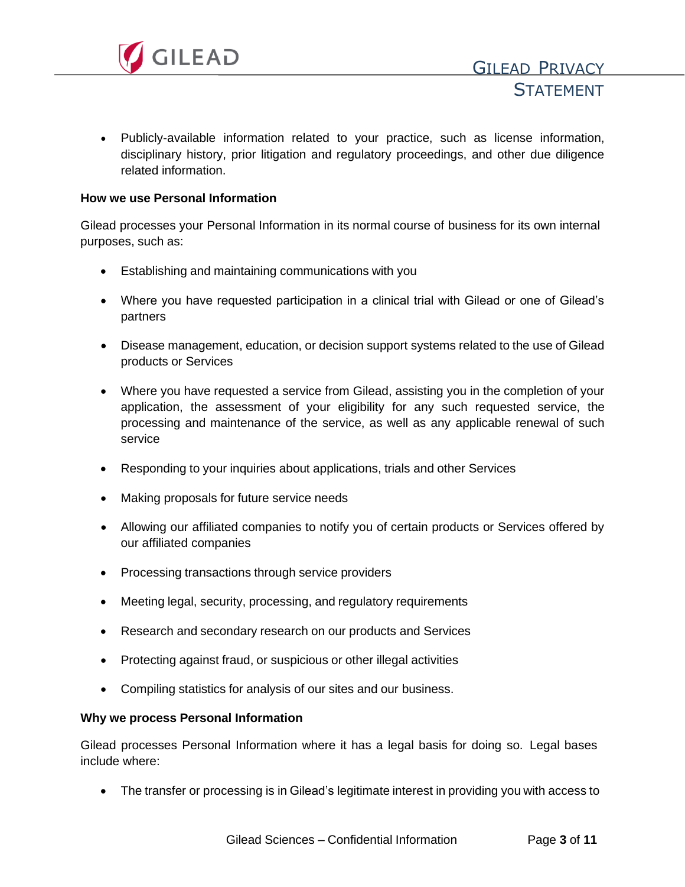- Publicly-available information related to your practice, such as license information, disciplinary history, prior litigation and regulatory proceedings, and other due diligence related information.

**How we use Personal Information**

Gilead processes your Personal Information in its normal course of business for its own internal purposes, such as:

- Establishing and maintaining communications with you
- Where you have requested participation in a clinical trial with Gilead or one of Gilead's partners
- Disease management, education, or decision support systems related to the use of Gilead products or Services
- Where you have requested a service from Gilead, assisting you in the completion of your application, the assessment of your eligibility for any such requested service, the processing and maintenance of the service, as well as any applicable renewal of such service
- Responding to your inquiries about applications, trials and other Services
- Making proposals for future service needs
- Allowing our affiliated companies to notify you of certain products or Services offered by our affiliated companies
- Processing transactions through service providers
- Meeting legal, security, processing, and regulatory requirements
- Research and secondary research on our products and Services
- Protecting against fraud, or suspicious or other illegal activities
- Compiling statistics for analysis of our sites and our business.

**Why we process Personal Information**

Gilead processes Personal Information where it has a legal basis for doing so. Legal bases include where:

- The transfer or processing is in Gilead's legitimate interest in providing you with access to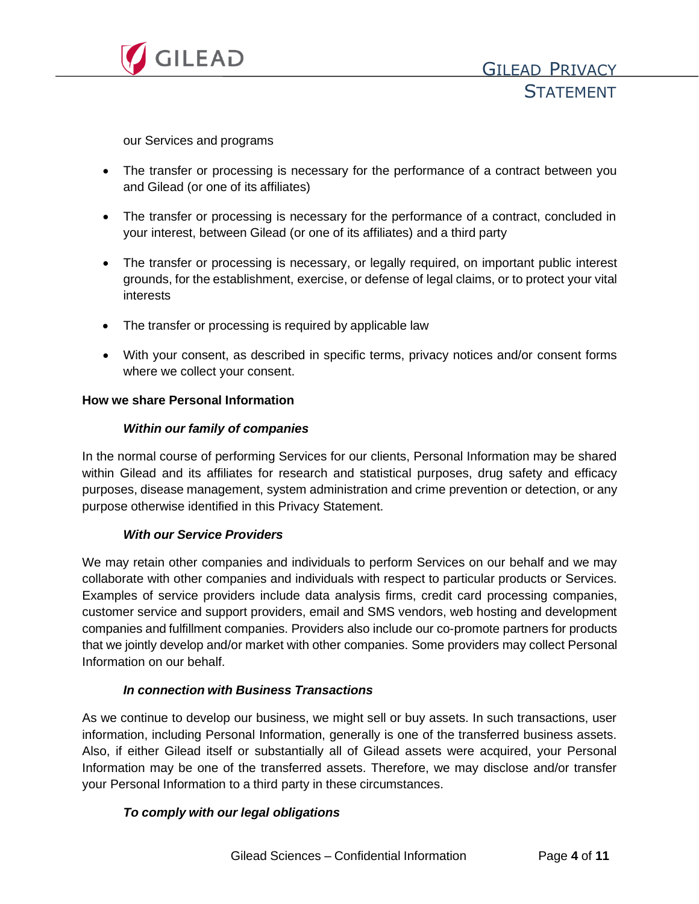our Services and programs

- The transfer or processing is necessary for the performance of a contract between you and Gilead (or one of its affiliates)
- The transfer or processing is necessary for the performance of a contract, concluded in your interest, between Gilead (or one of its affiliates) and a third party
- The transfer or processing is necessary, or legally required, on important public interest grounds, for the establishment, exercise, or defense of legal claims, or to protect your vital interests
- The transfer or processing is required by applicable law
- With your consent, as described in specific terms, privacy notices and/or consent forms where we collect your consent.

**How we share Personal Information**

***Within our family of companies***

In the normal course of performing Services for our clients, Personal Information may be shared within Gilead and its affiliates for research and statistical purposes, drug safety and efficacy purposes, disease management, system administration and crime prevention or detection, or any purpose otherwise identified in this Privacy Statement.

***With our Service Providers***

We may retain other companies and individuals to perform Services on our behalf and we may collaborate with other companies and individuals with respect to particular products or Services. Examples of service providers include data analysis firms, credit card processing companies, customer service and support providers, email and SMS vendors, web hosting and development companies and fulfillment companies. Providers also include our co-promote partners for products that we jointly develop and/or market with other companies. Some providers may collect Personal Information on our behalf.

***In connection with Business Transactions***

As we continue to develop our business, we might sell or buy assets. In such transactions, user information, including Personal Information, generally is one of the transferred business assets. Also, if either Gilead itself or substantially all of Gilead assets were acquired, your Personal Information may be one of the transferred assets. Therefore, we may disclose and/or transfer your Personal Information to a third party in these circumstances.

***To comply with our legal obligations***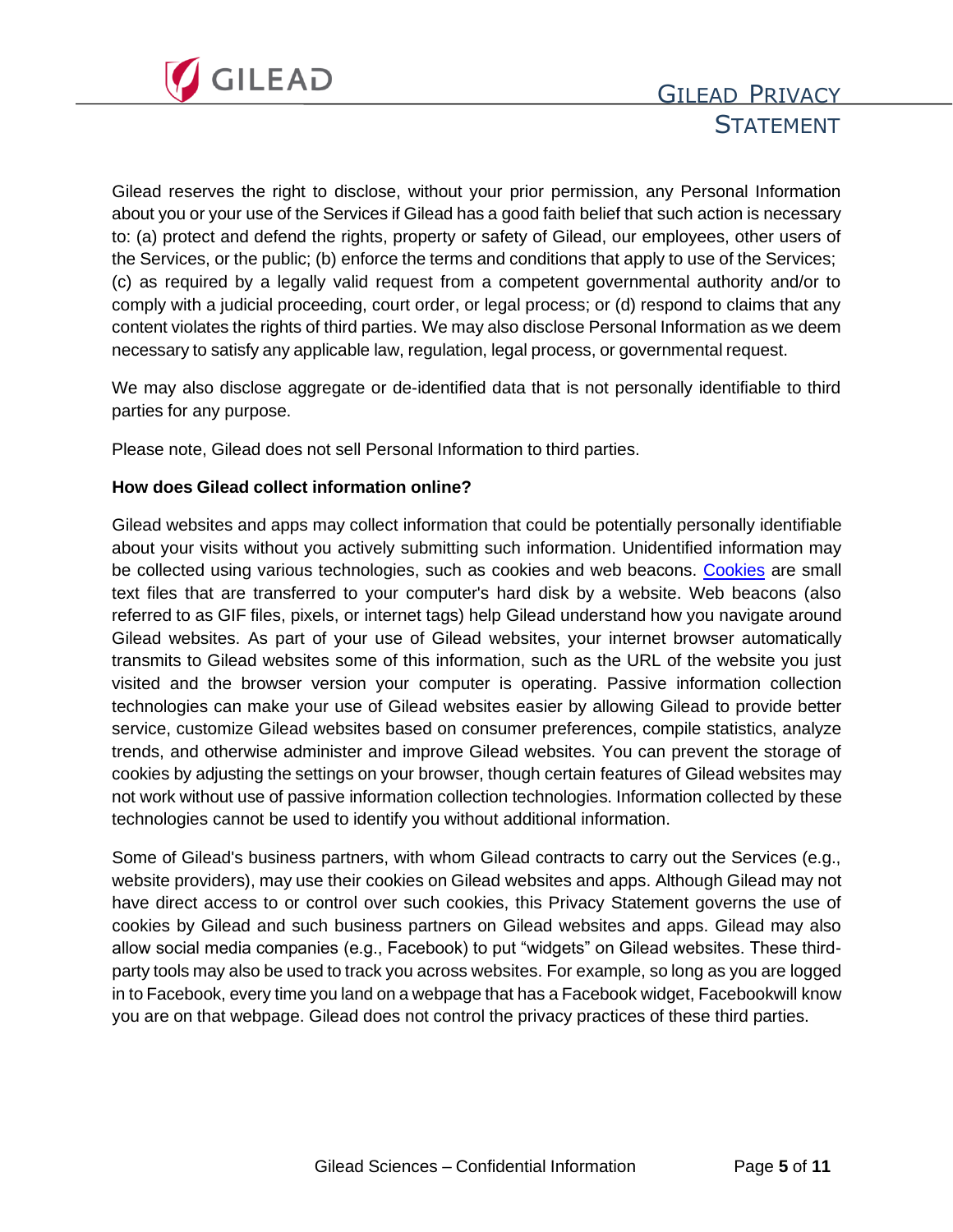Gilead reserves the right to disclose, without your prior permission, any Personal Information about you or your use of the Services if Gilead has a good faith belief that such action is necessary to: (a) protect and defend the rights, property or safety of Gilead, our employees, other users of the Services, or the public; (b) enforce the terms and conditions that apply to use of the Services; (c) as required by a legally valid request from a competent governmental authority and/or to comply with a judicial proceeding, court order, or legal process; or (d) respond to claims that any content violates the rights of third parties. We may also disclose Personal Information as we deem necessary to satisfy any applicable law, regulation, legal process, or governmental request.

We may also disclose aggregate or de-identified data that is not personally identifiable to third parties for any purpose.

Please note, Gilead does not sell Personal Information to third parties.

**How does Gilead collect information online?**

Gilead websites and apps may collect information that could be potentially personally identifiable about your visits without you actively submitting such information. Unidentified information may be collected using various technologies, such as cookies and web beacons. Cookies are small text files that are transferred to your computer's hard disk by a website. Web beacons (also referred to as GIF files, pixels, or internet tags) help Gilead understand how you navigate around Gilead websites. As part of your use of Gilead websites, your internet browser automatically transmits to Gilead websites some of this information, such as the URL of the website you just visited and the browser version your computer is operating. Passive information collection technologies can make your use of Gilead websites easier by allowing Gilead to provide better service, customize Gilead websites based on consumer preferences, compile statistics, analyze trends, and otherwise administer and improve Gilead websites. You can prevent the storage of cookies by adjusting the settings on your browser, though certain features of Gilead websites may not work without use of passive information collection technologies. Information collected by these technologies cannot be used to identify you without additional information.

Some of Gilead's business partners, with whom Gilead contracts to carry out the Services (e.g., website providers), may use their cookies on Gilead websites and apps. Although Gilead may not have direct access to or control over such cookies, this Privacy Statement governs the use of cookies by Gilead and such business partners on Gilead websites and apps. Gilead may also allow social media companies (e.g., Facebook) to put "widgets" on Gilead websites. These third-party tools may also be used to track you across websites. For example, so long as you are logged in to Facebook, every time you land on a webpage that has a Facebook widget, Facebookwill know you are on that webpage. Gilead does not control the privacy practices of these third parties.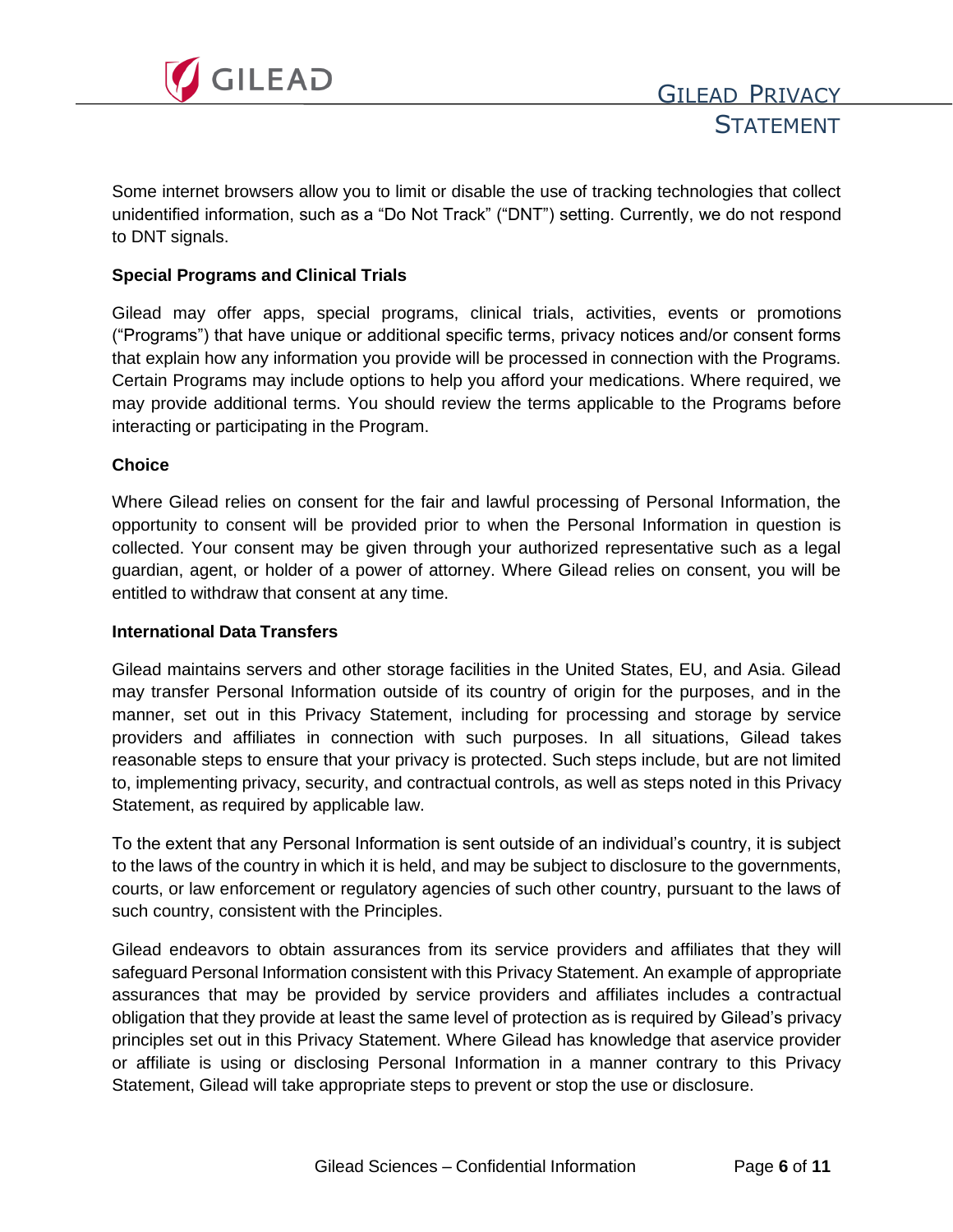Some internet browsers allow you to limit or disable the use of tracking technologies that collect unidentified information, such as a "Do Not Track" ("DNT") setting. Currently, we do not respond to DNT signals.

**Special Programs and Clinical Trials**

Gilead may offer apps, special programs, clinical trials, activities, events or promotions ("Programs") that have unique or additional specific terms, privacy notices and/or consent forms that explain how any information you provide will be processed in connection with the Programs. Certain Programs may include options to help you afford your medications. Where required, we may provide additional terms. You should review the terms applicable to the Programs before interacting or participating in the Program.

**Choice**

Where Gilead relies on consent for the fair and lawful processing of Personal Information, the opportunity to consent will be provided prior to when the Personal Information in question is collected. Your consent may be given through your authorized representative such as a legal guardian, agent, or holder of a power of attorney. Where Gilead relies on consent, you will be entitled to withdraw that consent at any time.

**International Data Transfers**

Gilead maintains servers and other storage facilities in the United States, EU, and Asia. Gilead may transfer Personal Information outside of its country of origin for the purposes, and in the manner, set out in this Privacy Statement, including for processing and storage by service providers and affiliates in connection with such purposes. In all situations, Gilead takes reasonable steps to ensure that your privacy is protected. Such steps include, but are not limited to, implementing privacy, security, and contractual controls, as well as steps noted in this Privacy Statement, as required by applicable law.

To the extent that any Personal Information is sent outside of an individual's country, it is subject to the laws of the country in which it is held, and may be subject to disclosure to the governments, courts, or law enforcement or regulatory agencies of such other country, pursuant to the laws of such country, consistent with the Principles.

Gilead endeavors to obtain assurances from its service providers and affiliates that they will safeguard Personal Information consistent with this Privacy Statement. An example of appropriate assurances that may be provided by service providers and affiliates includes a contractual obligation that they provide at least the same level of protection as is required by Gilead's privacy principles set out in this Privacy Statement. Where Gilead has knowledge that aservice provider or affiliate is using or disclosing Personal Information in a manner contrary to this Privacy Statement, Gilead will take appropriate steps to prevent or stop the use or disclosure.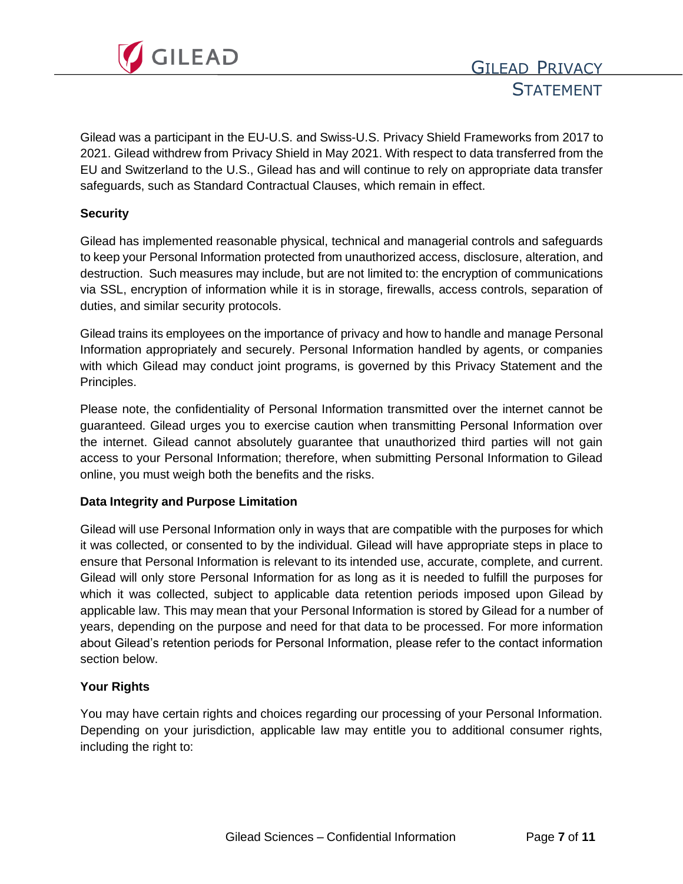Gilead was a participant in the EU-U.S. and Swiss-U.S. Privacy Shield Frameworks from 2017 to 2021. Gilead withdrew from Privacy Shield in May 2021. With respect to data transferred from the EU and Switzerland to the U.S., Gilead has and will continue to rely on appropriate data transfer safeguards, such as Standard Contractual Clauses, which remain in effect.

**Security**

Gilead has implemented reasonable physical, technical and managerial controls and safeguards to keep your Personal Information protected from unauthorized access, disclosure, alteration, and destruction. Such measures may include, but are not limited to: the encryption of communications via SSL, encryption of information while it is in storage, firewalls, access controls, separation of duties, and similar security protocols.

Gilead trains its employees on the importance of privacy and how to handle and manage Personal Information appropriately and securely. Personal Information handled by agents, or companies with which Gilead may conduct joint programs, is governed by this Privacy Statement and the Principles.

Please note, the confidentiality of Personal Information transmitted over the internet cannot be guaranteed. Gilead urges you to exercise caution when transmitting Personal Information over the internet. Gilead cannot absolutely guarantee that unauthorized third parties will not gain access to your Personal Information; therefore, when submitting Personal Information to Gilead online, you must weigh both the benefits and the risks.

**Data Integrity and Purpose Limitation**

Gilead will use Personal Information only in ways that are compatible with the purposes for which it was collected, or consented to by the individual. Gilead will have appropriate steps in place to ensure that Personal Information is relevant to its intended use, accurate, complete, and current. Gilead will only store Personal Information for as long as it is needed to fulfill the purposes for which it was collected, subject to applicable data retention periods imposed upon Gilead by applicable law. This may mean that your Personal Information is stored by Gilead for a number of years, depending on the purpose and need for that data to be processed. For more information about Gilead's retention periods for Personal Information, please refer to the contact information section below.

**Your Rights**

You may have certain rights and choices regarding our processing of your Personal Information. Depending on your jurisdiction, applicable law may entitle you to additional consumer rights, including the right to: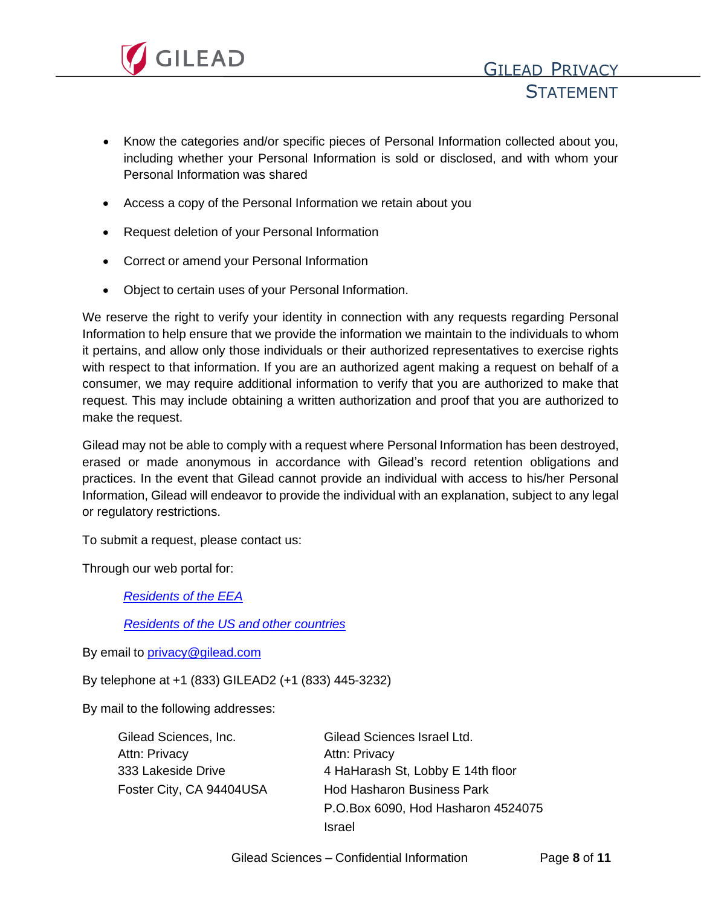- Know the categories and/or specific pieces of Personal Information collected about you, including whether your Personal Information is sold or disclosed, and with whom your Personal Information was shared
- Access a copy of the Personal Information we retain about you
- Request deletion of your Personal Information
- Correct or amend your Personal Information
- Object to certain uses of your Personal Information.

We reserve the right to verify your identity in connection with any requests regarding Personal Information to help ensure that we provide the information we maintain to the individuals to whom it pertains, and allow only those individuals or their authorized representatives to exercise rights with respect to that information. If you are an authorized agent making a request on behalf of a consumer, we may require additional information to verify that you are authorized to make that request. This may include obtaining a written authorization and proof that you are authorized to make the request.

Gilead may not be able to comply with a request where Personal Information has been destroyed, erased or made anonymous in accordance with Gilead's record retention obligations and practices. In the event that Gilead cannot provide an individual with access to his/her Personal Information, Gilead will endeavor to provide the individual with an explanation, subject to any legal or regulatory restrictions.

To submit a request, please contact us:

Through our web portal for:

*Residents of the EEA*

*Residents of the US and other countries*

By email to privacy@gilead.com

By telephone at +1 (833) GILEAD2 (+1 (833) 445-3232)

By mail to the following addresses:

Gilead Sciences, Inc.
Attn: Privacy
333 Lakeside Drive
Foster City, CA 94404USA

Gilead Sciences Israel Ltd.
Attn: Privacy
4 HaHarash St, Lobby E 14th floor
Hod Hasharon Business Park
P.O.Box 6090, Hod Hasharon 4524075
Israel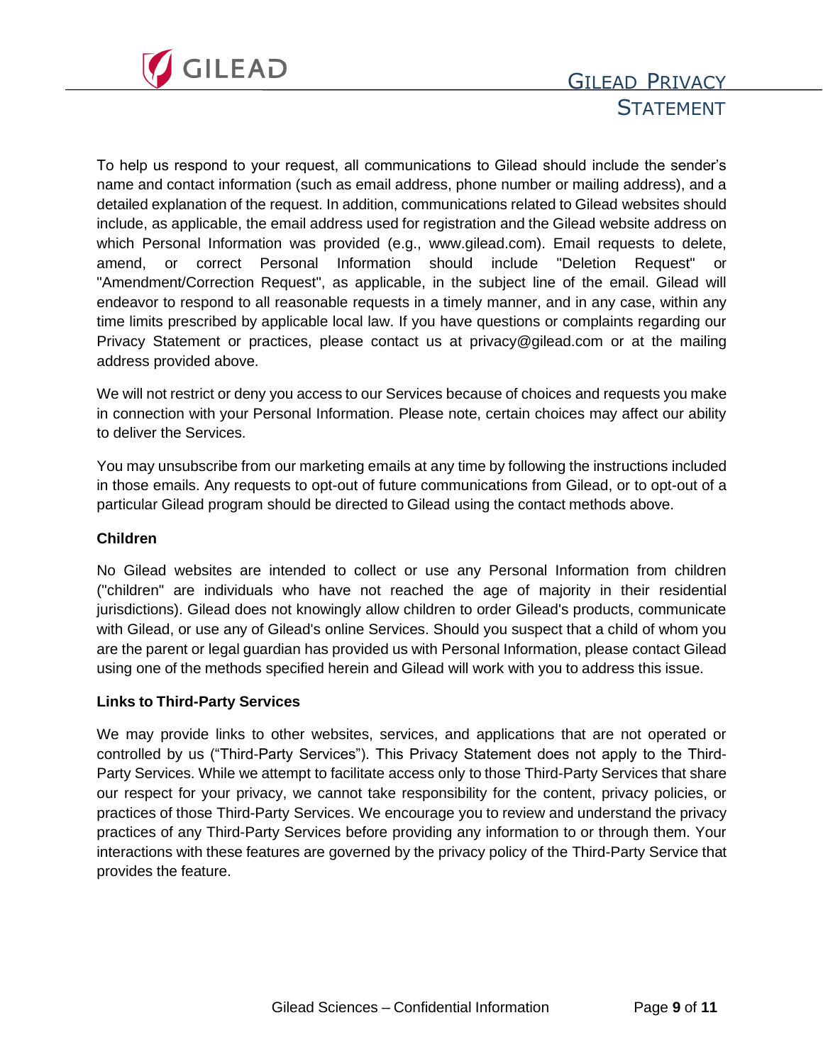To help us respond to your request, all communications to Gilead should include the sender's name and contact information (such as email address, phone number or mailing address), and a detailed explanation of the request. In addition, communications related to Gilead websites should include, as applicable, the email address used for registration and the Gilead website address on which Personal Information was provided (e.g., www.gilead.com). Email requests to delete, amend, or correct Personal Information should include "Deletion Request" or "Amendment/Correction Request", as applicable, in the subject line of the email. Gilead will endeavor to respond to all reasonable requests in a timely manner, and in any case, within any time limits prescribed by applicable local law. If you have questions or complaints regarding our Privacy Statement or practices, please contact us at privacy@gilead.com or at the mailing address provided above.

We will not restrict or deny you access to our Services because of choices and requests you make in connection with your Personal Information. Please note, certain choices may affect our ability to deliver the Services.

You may unsubscribe from our marketing emails at any time by following the instructions included in those emails. Any requests to opt-out of future communications from Gilead, or to opt-out of a particular Gilead program should be directed to Gilead using the contact methods above.

**Children**

No Gilead websites are intended to collect or use any Personal Information from children ("children" are individuals who have not reached the age of majority in their residential jurisdictions). Gilead does not knowingly allow children to order Gilead's products, communicate with Gilead, or use any of Gilead's online Services. Should you suspect that a child of whom you are the parent or legal guardian has provided us with Personal Information, please contact Gilead using one of the methods specified herein and Gilead will work with you to address this issue.

**Links to Third-Party Services**

We may provide links to other websites, services, and applications that are not operated or controlled by us ("Third-Party Services"). This Privacy Statement does not apply to the Third-Party Services. While we attempt to facilitate access only to those Third-Party Services that share our respect for your privacy, we cannot take responsibility for the content, privacy policies, or practices of those Third-Party Services. We encourage you to review and understand the privacy practices of any Third-Party Services before providing any information to or through them. Your interactions with these features are governed by the privacy policy of the Third-Party Service that provides the feature.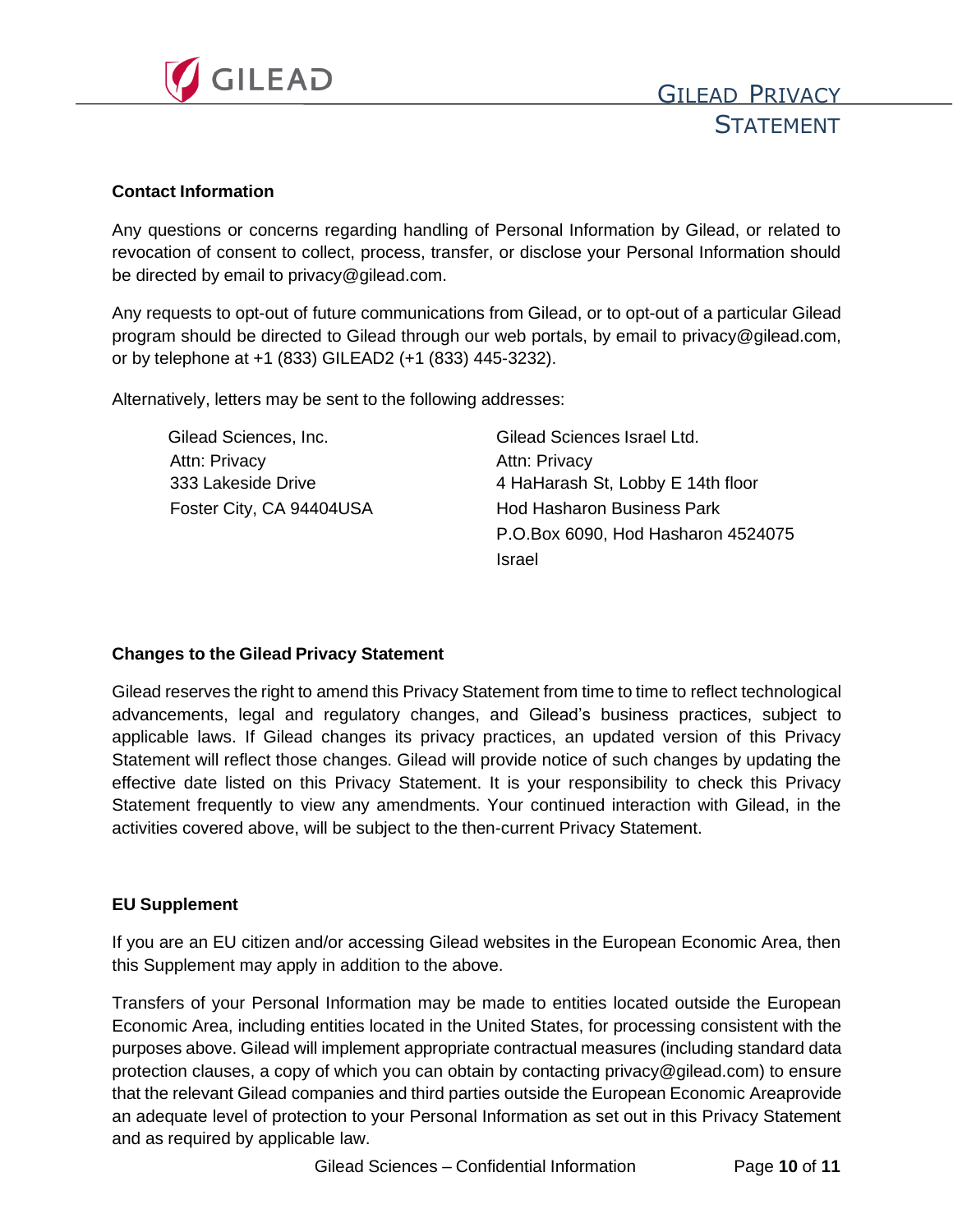**Contact Information**

Any questions or concerns regarding handling of Personal Information by Gilead, or related to revocation of consent to collect, process, transfer, or disclose your Personal Information should be directed by email to privacy@gilead.com.

Any requests to opt-out of future communications from Gilead, or to opt-out of a particular Gilead program should be directed to Gilead through our web portals, by email to privacy@gilead.com, or by telephone at +1 (833) GILEAD2 (+1 (833) 445-3232).

Alternatively, letters may be sent to the following addresses:

Gilead Sciences, Inc.
Attn: Privacy
333 Lakeside Drive
Foster City, CA 94404USA

Gilead Sciences Israel Ltd.
Attn: Privacy
4 HaHarash St, Lobby E 14th floor
Hod Hasharon Business Park
P.O.Box 6090, Hod Hasharon 4524075
Israel

**Changes to the Gilead Privacy Statement**

Gilead reserves the right to amend this Privacy Statement from time to time to reflect technological advancements, legal and regulatory changes, and Gilead's business practices, subject to applicable laws. If Gilead changes its privacy practices, an updated version of this Privacy Statement will reflect those changes. Gilead will provide notice of such changes by updating the effective date listed on this Privacy Statement. It is your responsibility to check this Privacy Statement frequently to view any amendments. Your continued interaction with Gilead, in the activities covered above, will be subject to the then-current Privacy Statement.

**EU Supplement**

If you are an EU citizen and/or accessing Gilead websites in the European Economic Area, then this Supplement may apply in addition to the above.

Transfers of your Personal Information may be made to entities located outside the European Economic Area, including entities located in the United States, for processing consistent with the purposes above. Gilead will implement appropriate contractual measures (including standard data protection clauses, a copy of which you can obtain by contacting privacy@gilead.com) to ensure that the relevant Gilead companies and third parties outside the European Economic Areaprovide an adequate level of protection to your Personal Information as set out in this Privacy Statement and as required by applicable law.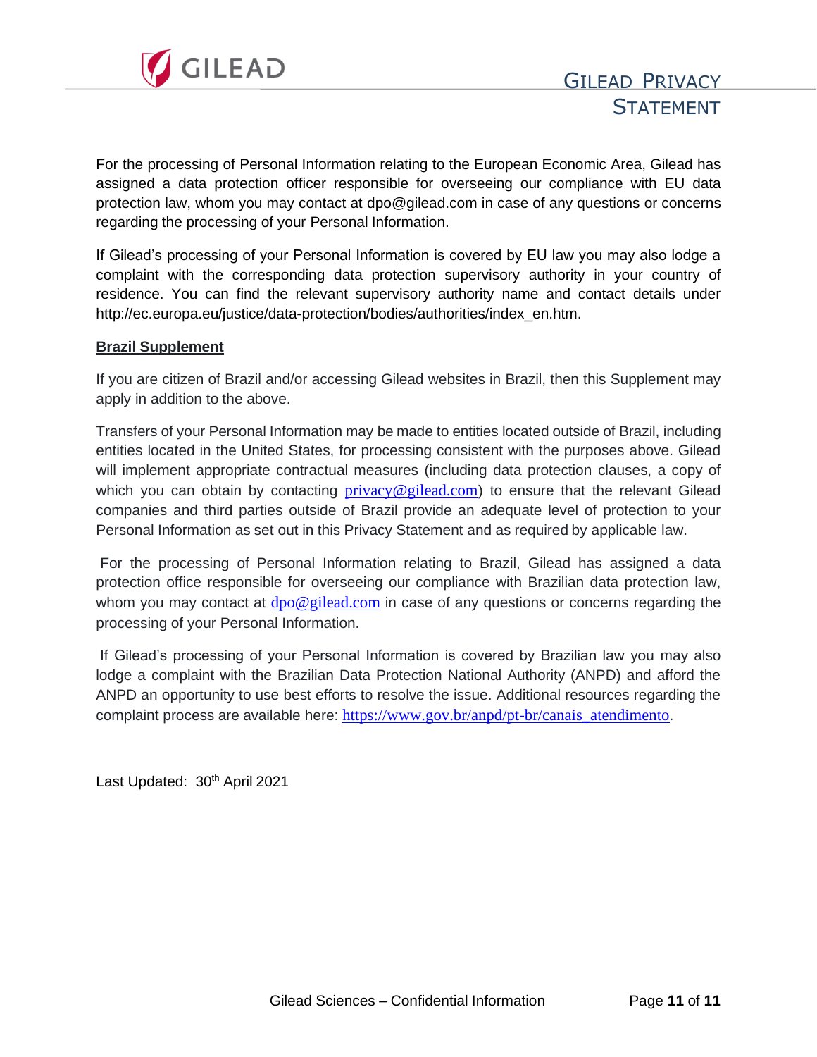For the processing of Personal Information relating to the European Economic Area, Gilead has assigned a data protection officer responsible for overseeing our compliance with EU data protection law, whom you may contact at dpo@gilead.com in case of any questions or concerns regarding the processing of your Personal Information.

If Gilead's processing of your Personal Information is covered by EU law you may also lodge a complaint with the corresponding data protection supervisory authority in your country of residence. You can find the relevant supervisory authority name and contact details under http://ec.europa.eu/justice/data-protection/bodies/authorities/index_en.htm.

**Brazil Supplement**

If you are citizen of Brazil and/or accessing Gilead websites in Brazil, then this Supplement may apply in addition to the above.

Transfers of your Personal Information may be made to entities located outside of Brazil, including entities located in the United States, for processing consistent with the purposes above. Gilead will implement appropriate contractual measures (including data protection clauses, a copy of which you can obtain by contacting privacy@gilead.com) to ensure that the relevant Gilead companies and third parties outside of Brazil provide an adequate level of protection to your Personal Information as set out in this Privacy Statement and as required by applicable law.

For the processing of Personal Information relating to Brazil, Gilead has assigned a data protection office responsible for overseeing our compliance with Brazilian data protection law, whom you may contact at dpo@gilead.com in case of any questions or concerns regarding the processing of your Personal Information.

If Gilead's processing of your Personal Information is covered by Brazilian law you may also lodge a complaint with the Brazilian Data Protection National Authority (ANPD) and afford the ANPD an opportunity to use best efforts to resolve the issue. Additional resources regarding the complaint process are available here: https://www.gov.br/anpd/pt-br/canais_atendimento.

Last Updated: 30th April 2021